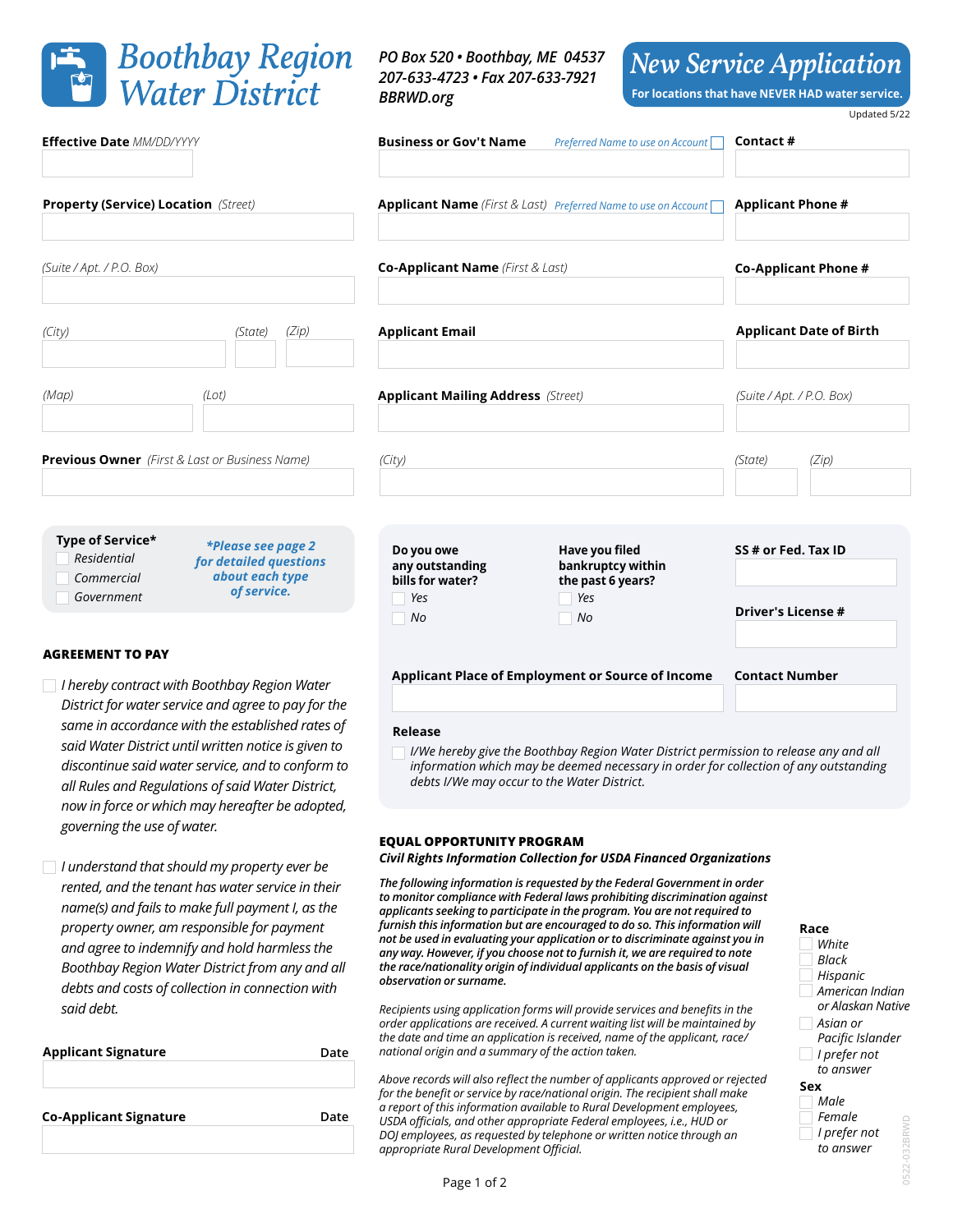# Boothbay Region Water District

PO Box 520 • Boothbay, ME 04537
207-633-4723 • Fax 207-633-7921
BBRWD.org

## New Service Application

**For locations that have NEVER HAD water service.**

Updated 5/22

**Effective Date** *MM/DD/YYYY*

**Business or Gov't Name** *Preferred Name to use on Account* ☐

**Contact #**

**Property (Service) Location** *(Street)*

**Applicant Name** *(First & Last)* *Preferred Name to use on Account* ☐

**Applicant Phone #**

*(Suite / Apt. / P.O. Box)*

**Co-Applicant Name** *(First & Last)*

**Co-Applicant Phone #**

*(City)* *(State)* *(Zip)*

**Applicant Email**

**Applicant Date of Birth**

*(Map)* *(Lot)*

**Applicant Mailing Address** *(Street)*

*(Suite / Apt. / P.O. Box)*

**Previous Owner** *(First & Last or Business Name)*

*(City)* *(State)* *(Zip)*

**Type of Service***
- ☐ Residential
- ☐ Commercial
- ☐ Government

***Please see page 2 for detailed questions about each type of service.***

**Do you owe any outstanding bills for water?**
- ☐ Yes
- ☐ No

**Have you filed bankruptcy within the past 6 years?**
- ☐ Yes
- ☐ No

**SS # or Fed. Tax ID**

**Driver's License #**

**Applicant Place of Employment or Source of Income**

**Contact Number**

**Release**

☐ *I/We hereby give the Boothbay Region Water District permission to release any and all information which may be deemed necessary in order for collection of any outstanding debts I/We may occur to the Water District.*

### AGREEMENT TO PAY

☐ *I hereby contract with Boothbay Region Water District for water service and agree to pay for the same in accordance with the established rates of said Water District until written notice is given to discontinue said water service, and to conform to all Rules and Regulations of said Water District, now in force or which may hereafter be adopted, governing the use of water.*

☐ *I understand that should my property ever be rented, and the tenant has water service in their name(s) and fails to make full payment I, as the property owner, am responsible for payment and agree to indemnify and hold harmless the Boothbay Region Water District from any and all debts and costs of collection in connection with said debt.*

**Applicant Signature** **Date**

**Co-Applicant Signature** **Date**

### EQUAL OPPORTUNITY PROGRAM

***Civil Rights Information Collection for USDA Financed Organizations***

***The following information is requested by the Federal Government in order to monitor compliance with Federal laws prohibiting discrimination against applicants seeking to participate in the program. You are not required to furnish this information but are encouraged to do so. This information will not be used in evaluating your application or to discriminate against you in any way. However, if you choose not to furnish it, we are required to note the race/nationality origin of individual applicants on the basis of visual observation or surname.***

*Recipients using application forms will provide services and benefits in the order applications are received. A current waiting list will be maintained by the date and time an application is received, name of the applicant, race/national origin and a summary of the action taken.*

*Above records will also reflect the number of applicants approved or rejected for the benefit or service by race/national origin. The recipient shall make a report of this information available to Rural Development personnel, USDA officials, and other appropriate Federal employees, i.e., HUD or DOJ employees, as requested by telephone or written notice through an appropriate Rural Development Official.*

**Race**
- ☐ White
- ☐ Black
- ☐ Hispanic
- ☐ American Indian or Alaskan Native
- ☐ Asian or Pacific Islander
- ☐ I prefer not to answer

**Sex**
- ☐ Male
- ☐ Female
- ☐ I prefer not to answer

0522-032BRWD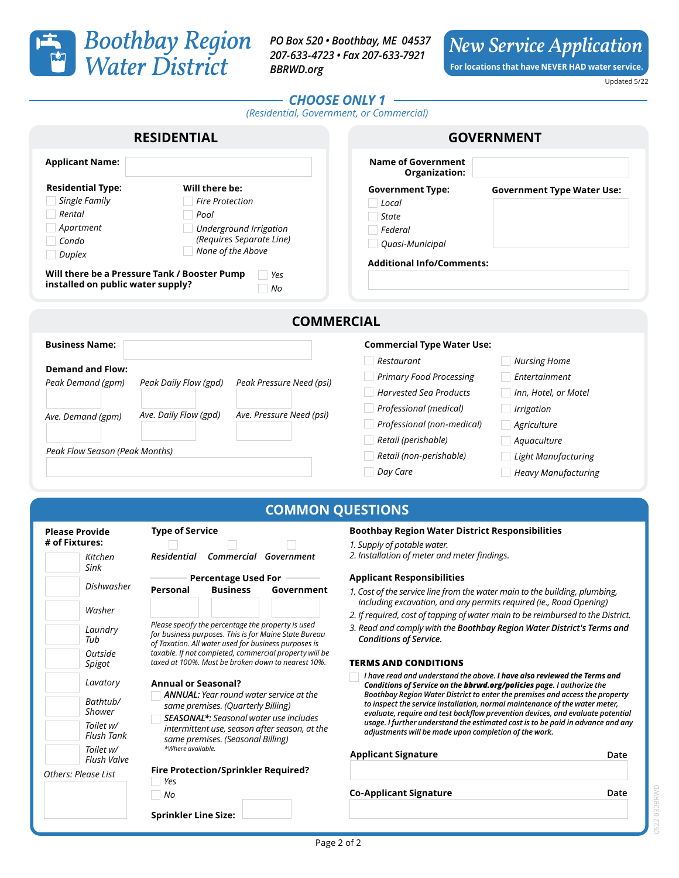# Boothbay Region Water District

*PO Box 520 • Boothbay, ME 04537*
*207-633-4723 • Fax 207-633-7921*
*BBRWD.org*

## New Service Application

**For locations that have NEVER HAD water service.**

Updated 5/22

**CHOOSE ONLY 1**
*(Residential, Government, or Commercial)*

## RESIDENTIAL

**Applicant Name:**

**Residential Type:**
- ☐ *Single Family*
- ☐ *Rental*
- ☐ *Apartment*
- ☐ *Condo*
- ☐ *Duplex*

**Will there be:**
- ☐ *Fire Protection*
- ☐ *Pool*
- ☐ *Underground Irrigation (Requires Separate Line)*
- ☐ *None of the Above*

**Will there be a Pressure Tank / Booster Pump installed on public water supply?**
- ☐ *Yes*
- ☐ *No*

## GOVERNMENT

**Name of Government Organization:**

**Government Type:**
- ☐ *Local*
- ☐ *State*
- ☐ *Federal*
- ☐ *Quasi-Municipal*

**Government Type Water Use:**

**Additional Info/Comments:**

## COMMERCIAL

**Business Name:**

**Demand and Flow:**

*Peak Demand (gpm)* &nbsp; *Peak Daily Flow (gpd)* &nbsp; *Peak Pressure Need (psi)*

*Ave. Demand (gpm)* &nbsp; *Ave. Daily Flow (gpd)* &nbsp; *Ave. Pressure Need (psi)*

*Peak Flow Season (Peak Months)*

**Commercial Type Water Use:**
- ☐ *Restaurant*
- ☐ *Primary Food Processing*
- ☐ *Harvested Sea Products*
- ☐ *Professional (medical)*
- ☐ *Professional (non-medical)*
- ☐ *Retail (perishable)*
- ☐ *Retail (non-perishable)*
- ☐ *Day Care*
- ☐ *Nursing Home*
- ☐ *Entertainment*
- ☐ *Inn, Hotel, or Motel*
- ☐ *Irrigation*
- ☐ *Agriculture*
- ☐ *Aquaculture*
- ☐ *Light Manufacturing*
- ☐ *Heavy Manufacturing*

## COMMON QUESTIONS

**Please Provide # of Fixtures:**
- *Kitchen Sink*
- *Dishwasher*
- *Washer*
- *Laundry Tub*
- *Outside Spigot*
- *Lavatory*
- *Bathtub/ Shower*
- *Toilet w/ Flush Tank*
- *Toilet w/ Flush Valve*

*Others: Please List*

**Type of Service**
- ☐ *Residential*
- ☐ *Commercial*
- ☐ *Government*

**Percentage Used For**

**Personal** &nbsp; **Business** &nbsp; **Government**

*Please specify the percentage the property is used for business purposes. This is for Maine State Bureau of Taxation. All water used for business purposes is taxable. If not completed, commercial property will be taxed at 100%. Must be broken down to nearest 10%.*

**Annual or Seasonal?**
- ☐ ***ANNUAL:*** *Year round water service at the same premises. (Quarterly Billing)*
- ☐ ***SEASONAL\*:*** *Seasonal water use includes intermittent use, season after season, at the same premises. (Seasonal Billing)*

*\*Where available.*

**Fire Protection/Sprinkler Required?**
- ☐ *Yes*
- ☐ *No*

**Sprinkler Line Size:**

**Boothbay Region Water District Responsibilities**
1. *Supply of potable water.*
2. *Installation of meter and meter findings.*

**Applicant Responsibilities**
1. *Cost of the service line from the water main to the building, plumbing, including excavation, and any permits required (ie., Road Opening)*
2. *If required, cost of tapping of water main to be reimbursed to the District.*
3. *Read and comply with the **Boothbay Region Water District's Terms and Conditions of Service.***

**TERMS AND CONDITIONS**

☐ ***I have read and understand the above. I have also reviewed the Terms and Conditions of Service on the bbrwd.org/policies page. I authorize the Boothbay Region Water District to enter the premises and access the property to inspect the service installation, normal maintenance of the water meter, evaluate, require and test backflow prevention devices, and evaluate potential usage. I further understand the estimated cost is to be paid in advance and any adjustments will be made upon completion of the work.***

**Applicant Signature** &nbsp; **Date**

**Co-Applicant Signature** &nbsp; **Date**

0522-032BRWD